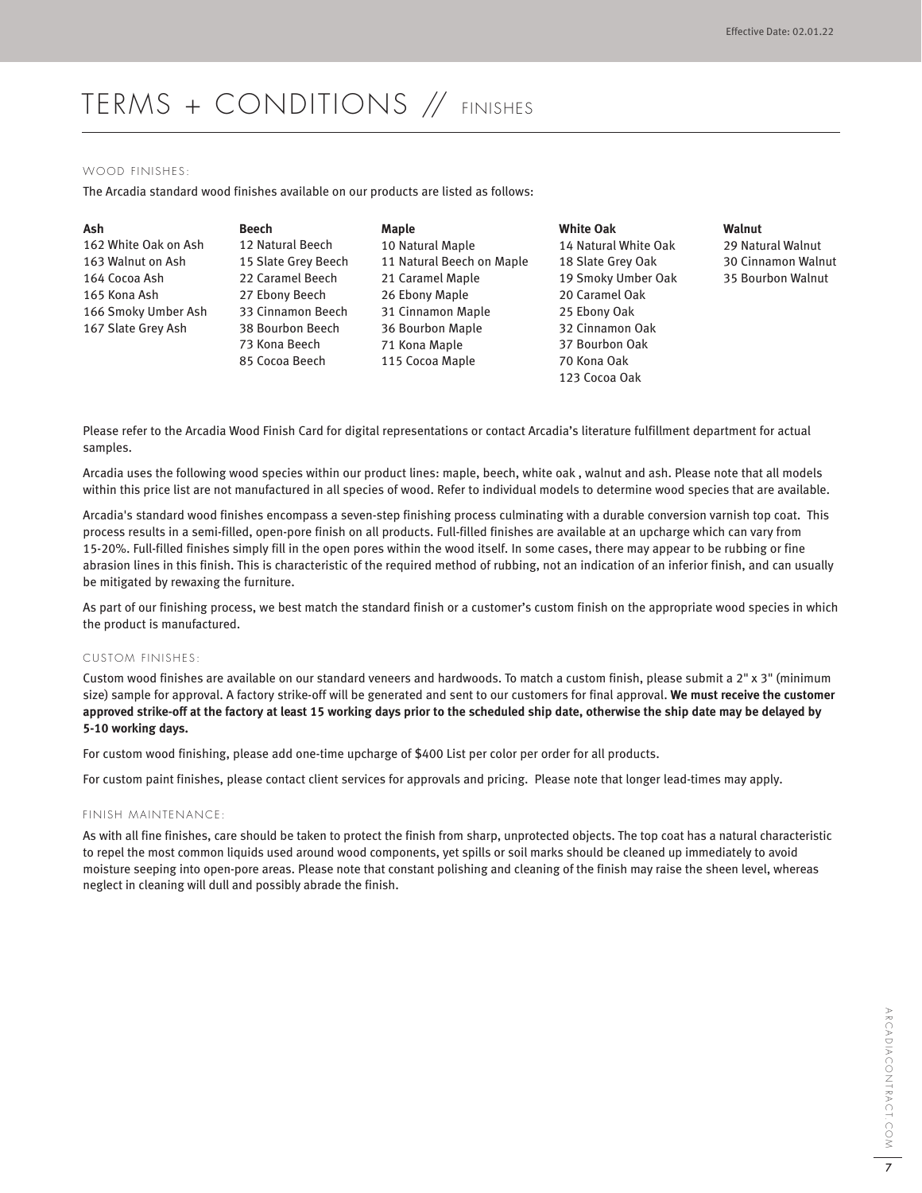Effective Date: 02.01.22

# TERMS + CONDITIONS // FINISHES

## WOOD FINISHES:

The Arcadia standard wood finishes available on our products are listed as follows:

| Ash | Beech | Maple | White Oak | Walnut |
|---|---|---|---|---|
| 162 White Oak on Ash | 12 Natural Beech | 10 Natural Maple | 14 Natural White Oak | 29 Natural Walnut |
| 163 Walnut on Ash | 15 Slate Grey Beech | 11 Natural Beech on Maple | 18 Slate Grey Oak | 30 Cinnamon Walnut |
| 164 Cocoa Ash | 22 Caramel Beech | 21 Caramel Maple | 19 Smoky Umber Oak | 35 Bourbon Walnut |
| 165 Kona Ash | 27 Ebony Beech | 26 Ebony Maple | 20 Caramel Oak | |
| 166 Smoky Umber Ash | 33 Cinnamon Beech | 31 Cinnamon Maple | 25 Ebony Oak | |
| 167 Slate Grey Ash | 38 Bourbon Beech | 36 Bourbon Maple | 32 Cinnamon Oak | |
| | 73 Kona Beech | 71 Kona Maple | 37 Bourbon Oak | |
| | 85 Cocoa Beech | 115 Cocoa Maple | 70 Kona Oak | |
| | | | 123 Cocoa Oak | |

Please refer to the Arcadia Wood Finish Card for digital representations or contact Arcadia's literature fulfillment department for actual samples.

Arcadia uses the following wood species within our product lines: maple, beech, white oak , walnut and ash. Please note that all models within this price list are not manufactured in all species of wood. Refer to individual models to determine wood species that are available.

Arcadia's standard wood finishes encompass a seven-step finishing process culminating with a durable conversion varnish top coat. This process results in a semi-filled, open-pore finish on all products. Full-filled finishes are available at an upcharge which can vary from 15-20%. Full-filled finishes simply fill in the open pores within the wood itself. In some cases, there may appear to be rubbing or fine abrasion lines in this finish. This is characteristic of the required method of rubbing, not an indication of an inferior finish, and can usually be mitigated by rewaxing the furniture.

As part of our finishing process, we best match the standard finish or a customer's custom finish on the appropriate wood species in which the product is manufactured.

## CUSTOM FINISHES:

Custom wood finishes are available on our standard veneers and hardwoods. To match a custom finish, please submit a 2" x 3" (minimum size) sample for approval. A factory strike-off will be generated and sent to our customers for final approval. **We must receive the customer approved strike-off at the factory at least 15 working days prior to the scheduled ship date, otherwise the ship date may be delayed by 5-10 working days.**

For custom wood finishing, please add one-time upcharge of $400 List per color per order for all products.

For custom paint finishes, please contact client services for approvals and pricing. Please note that longer lead-times may apply.

## FINISH MAINTENANCE:

As with all fine finishes, care should be taken to protect the finish from sharp, unprotected objects. The top coat has a natural characteristic to repel the most common liquids used around wood components, yet spills or soil marks should be cleaned up immediately to avoid moisture seeping into open-pore areas. Please note that constant polishing and cleaning of the finish may raise the sheen level, whereas neglect in cleaning will dull and possibly abrade the finish.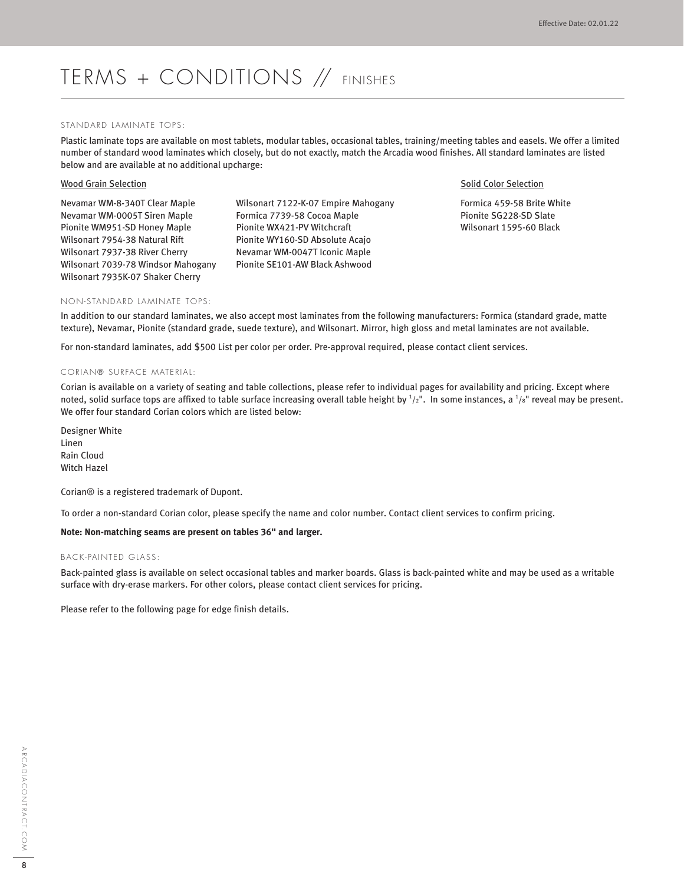# TERMS + CONDITIONS // FINISHES

### STANDARD LAMINATE TOPS:

Plastic laminate tops are available on most tablets, modular tables, occasional tables, training/meeting tables and easels. We offer a limited number of standard wood laminates which closely, but do not exactly, match the Arcadia wood finishes. All standard laminates are listed below and are available at no additional upcharge:

Wood Grain Selection

Nevamar WM-8-340T Clear Maple
Nevamar WM-0005T Siren Maple
Pionite WM951-SD Honey Maple
Wilsonart 7954-38 Natural Rift
Wilsonart 7937-38 River Cherry
Wilsonart 7039-78 Windsor Mahogany
Wilsonart 7935K-07 Shaker Cherry
Wilsonart 7122-K-07 Empire Mahogany
Formica 7739-58 Cocoa Maple
Pionite WX421-PV Witchcraft
Pionite WY160-SD Absolute Acajo
Nevamar WM-0047T Iconic Maple
Pionite SE101-AW Black Ashwood

Solid Color Selection

Formica 459-58 Brite White
Pionite SG228-SD Slate
Wilsonart 1595-60 Black

### NON-STANDARD LAMINATE TOPS:

In addition to our standard laminates, we also accept most laminates from the following manufacturers: Formica (standard grade, matte texture), Nevamar, Pionite (standard grade, suede texture), and Wilsonart. Mirror, high gloss and metal laminates are not available.

For non-standard laminates, add $500 List per color per order. Pre-approval required, please contact client services.

### CORIAN® SURFACE MATERIAL:

Corian is available on a variety of seating and table collections, please refer to individual pages for availability and pricing. Except where noted, solid surface tops are affixed to table surface increasing overall table height by 1/2". In some instances, a 1/8" reveal may be present. We offer four standard Corian colors which are listed below:

Designer White
Linen
Rain Cloud
Witch Hazel

Corian® is a registered trademark of Dupont.

To order a non-standard Corian color, please specify the name and color number. Contact client services to confirm pricing.

**Note: Non-matching seams are present on tables 36" and larger.**

### BACK-PAINTED GLASS:

Back-painted glass is available on select occasional tables and marker boards. Glass is back-painted white and may be used as a writable surface with dry-erase markers. For other colors, please contact client services for pricing.

Please refer to the following page for edge finish details.